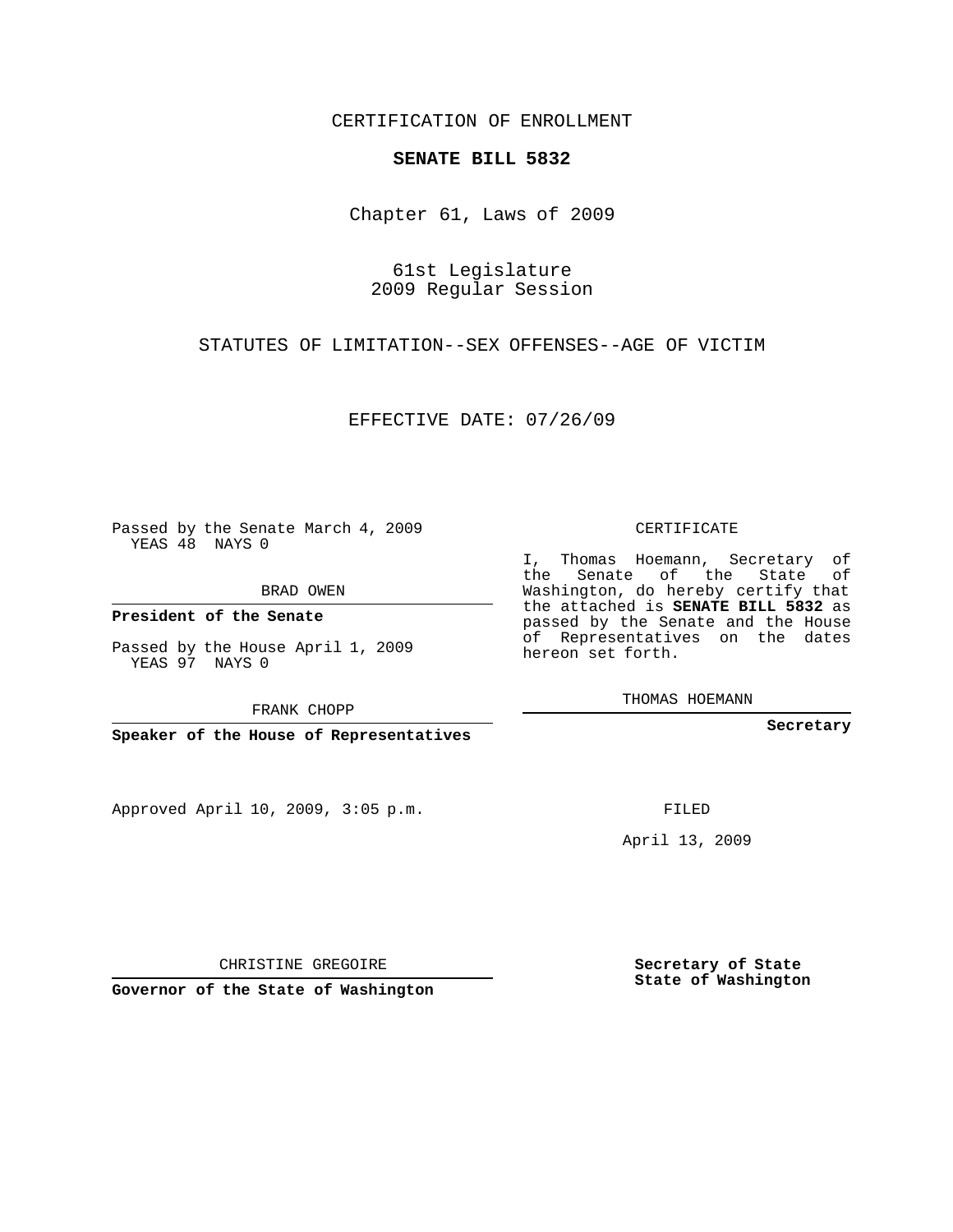CERTIFICATION OF ENROLLMENT

**SENATE BILL 5832**

Chapter 61, Laws of 2009

61st Legislature
2009 Regular Session

STATUTES OF LIMITATION--SEX OFFENSES--AGE OF VICTIM

EFFECTIVE DATE: 07/26/09

Passed by the Senate March 4, 2009
YEAS 48 NAYS 0

BRAD OWEN

**President of the Senate**

Passed by the House April 1, 2009
YEAS 97 NAYS 0

FRANK CHOPP

**Speaker of the House of Representatives**

CERTIFICATE

I, Thomas Hoemann, Secretary of the Senate of the State of Washington, do hereby certify that the attached is **SENATE BILL 5832** as passed by the Senate and the House of Representatives on the dates hereon set forth.

THOMAS HOEMANN

**Secretary**

Approved April 10, 2009, 3:05 p.m.

FILED

April 13, 2009

CHRISTINE GREGOIRE

**Governor of the State of Washington**

**Secretary of State**
**State of Washington**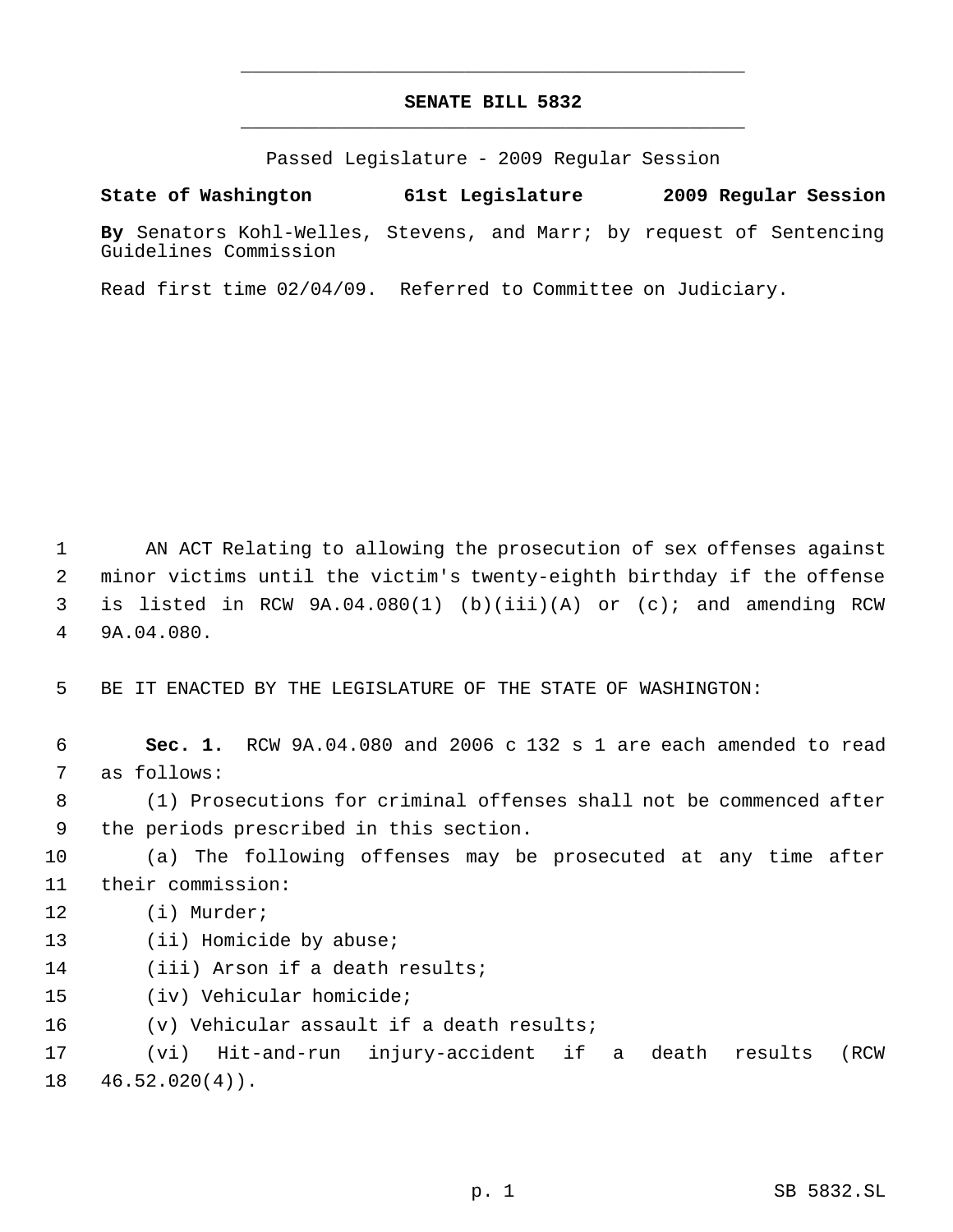# SENATE BILL 5832

Passed Legislature - 2009 Regular Session

**State of Washington 61st Legislature 2009 Regular Session**

**By** Senators Kohl-Welles, Stevens, and Marr; by request of Sentencing Guidelines Commission

Read first time 02/04/09. Referred to Committee on Judiciary.

AN ACT Relating to allowing the prosecution of sex offenses against minor victims until the victim's twenty-eighth birthday if the offense is listed in RCW 9A.04.080(1) (b)(iii)(A) or (c); and amending RCW 9A.04.080.

BE IT ENACTED BY THE LEGISLATURE OF THE STATE OF WASHINGTON:

**Sec. 1.** RCW 9A.04.080 and 2006 c 132 s 1 are each amended to read as follows:

(1) Prosecutions for criminal offenses shall not be commenced after the periods prescribed in this section.

(a) The following offenses may be prosecuted at any time after their commission:

(i) Murder;

(ii) Homicide by abuse;

(iii) Arson if a death results;

(iv) Vehicular homicide;

(v) Vehicular assault if a death results;

(vi) Hit-and-run injury-accident if a death results (RCW 46.52.020(4)).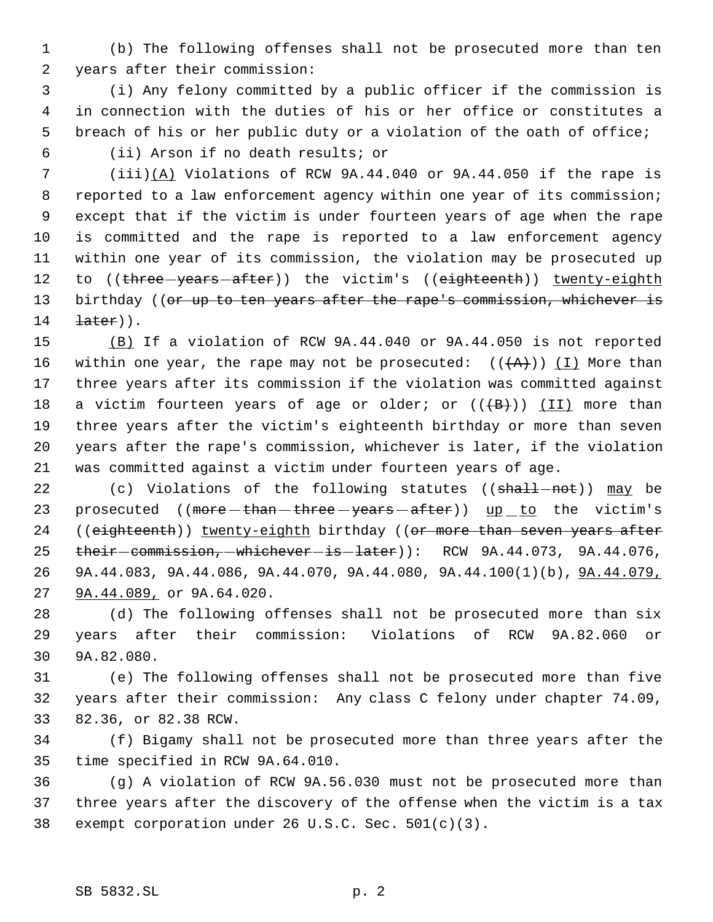(b) The following offenses shall not be prosecuted more than ten years after their commission:

(i) Any felony committed by a public officer if the commission is in connection with the duties of his or her office or constitutes a breach of his or her public duty or a violation of the oath of office;

(ii) Arson if no death results; or

(iii)<u>(A)</u> Violations of RCW 9A.44.040 or 9A.44.050 if the rape is reported to a law enforcement agency within one year of its commission; except that if the victim is under fourteen years of age when the rape is committed and the rape is reported to a law enforcement agency within one year of its commission, the violation may be prosecuted up to ((~~three years after~~)) the victim's ((~~eighteenth~~)) <u>twenty-eighth</u> birthday ((~~or up to ten years after the rape's commission, whichever is later~~)).

<u>(B)</u> If a violation of RCW 9A.44.040 or 9A.44.050 is not reported within one year, the rape may not be prosecuted: ((~~(A)~~)) <u>(I)</u> More than three years after its commission if the violation was committed against a victim fourteen years of age or older; or ((~~(B)~~)) <u>(II)</u> more than three years after the victim's eighteenth birthday or more than seven years after the rape's commission, whichever is later, if the violation was committed against a victim under fourteen years of age.

(c) Violations of the following statutes ((~~shall not~~)) <u>may</u> be prosecuted ((~~more than three years after~~)) <u>up to</u> the victim's ((~~eighteenth~~)) <u>twenty-eighth</u> birthday ((~~or more than seven years after their commission, whichever is later~~)): RCW 9A.44.073, 9A.44.076, 9A.44.083, 9A.44.086, 9A.44.070, 9A.44.080, 9A.44.100(1)(b), <u>9A.44.079, 9A.44.089,</u> or 9A.64.020.

(d) The following offenses shall not be prosecuted more than six years after their commission: Violations of RCW 9A.82.060 or 9A.82.080.

(e) The following offenses shall not be prosecuted more than five years after their commission: Any class C felony under chapter 74.09, 82.36, or 82.38 RCW.

(f) Bigamy shall not be prosecuted more than three years after the time specified in RCW 9A.64.010.

(g) A violation of RCW 9A.56.030 must not be prosecuted more than three years after the discovery of the offense when the victim is a tax exempt corporation under 26 U.S.C. Sec. 501(c)(3).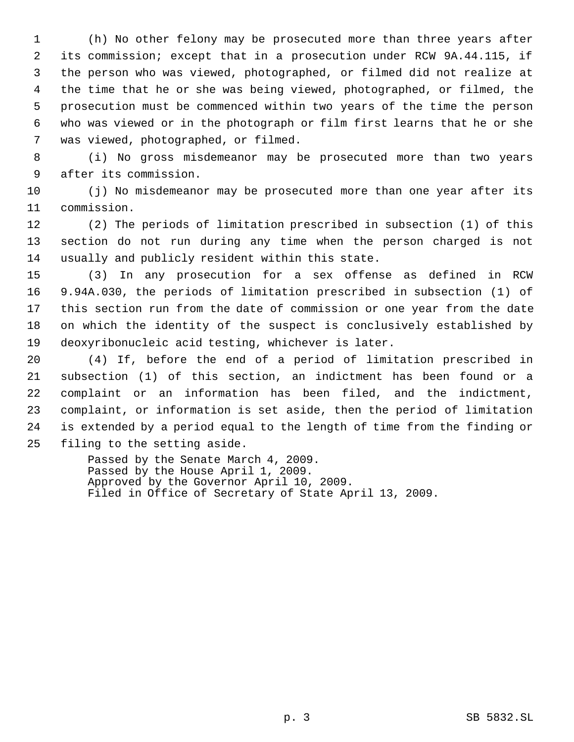(h) No other felony may be prosecuted more than three years after its commission; except that in a prosecution under RCW 9A.44.115, if the person who was viewed, photographed, or filmed did not realize at the time that he or she was being viewed, photographed, or filmed, the prosecution must be commenced within two years of the time the person who was viewed or in the photograph or film first learns that he or she was viewed, photographed, or filmed.

(i) No gross misdemeanor may be prosecuted more than two years after its commission.

(j) No misdemeanor may be prosecuted more than one year after its commission.

(2) The periods of limitation prescribed in subsection (1) of this section do not run during any time when the person charged is not usually and publicly resident within this state.

(3) In any prosecution for a sex offense as defined in RCW 9.94A.030, the periods of limitation prescribed in subsection (1) of this section run from the date of commission or one year from the date on which the identity of the suspect is conclusively established by deoxyribonucleic acid testing, whichever is later.

(4) If, before the end of a period of limitation prescribed in subsection (1) of this section, an indictment has been found or a complaint or an information has been filed, and the indictment, complaint, or information is set aside, then the period of limitation is extended by a period equal to the length of time from the finding or filing to the setting aside.

Passed by the Senate March 4, 2009.
Passed by the House April 1, 2009.
Approved by the Governor April 10, 2009.
Filed in Office of Secretary of State April 13, 2009.